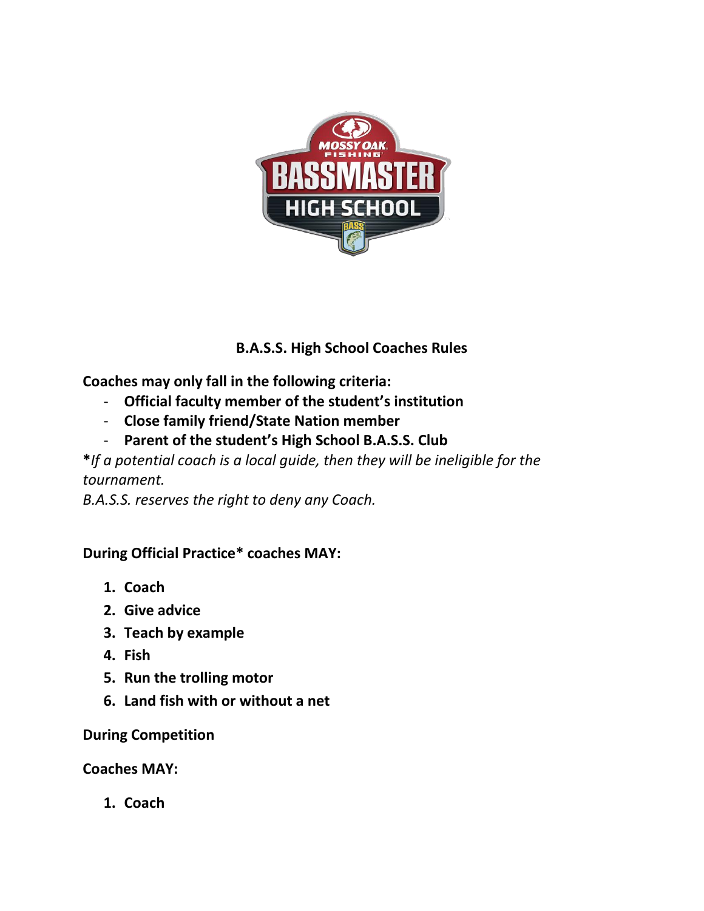# B.A.S.S. High School Coaches Rules

**Coaches may only fall in the following criteria:**

- **Official faculty member of the student's institution**
- **Close family friend/State Nation member**
- **Parent of the student's High School B.A.S.S. Club**

***If a potential coach is a local guide, then they will be ineligible for the tournament.***

*B.A.S.S. reserves the right to deny any Coach.*

**During Official Practice* coaches MAY:**

1. **Coach**
2. **Give advice**
3. **Teach by example**
4. **Fish**
5. **Run the trolling motor**
6. **Land fish with or without a net**

**During Competition**

**Coaches MAY:**

1. **Coach**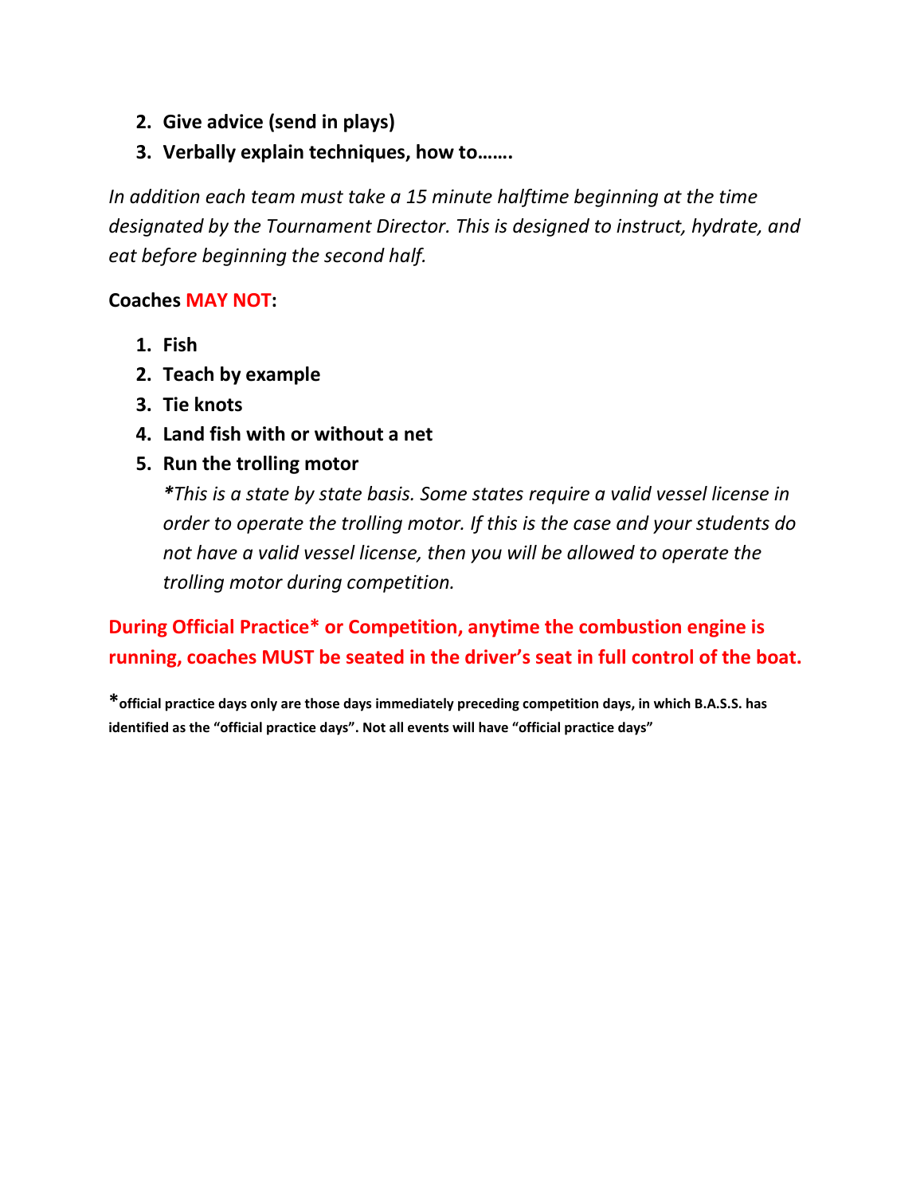2. **Give advice (send in plays)**
3. **Verbally explain techniques, how to…….**

*In addition each team must take a 15 minute halftime beginning at the time designated by the Tournament Director. This is designed to instruct, hydrate, and eat before beginning the second half.*

**Coaches MAY NOT:**

1. **Fish**
2. **Teach by example**
3. **Tie knots**
4. **Land fish with or without a net**
5. **Run the trolling motor**

   ***This is a state by state basis.** *Some states require a valid vessel license in order to operate the trolling motor. If this is the case and your students do not have a valid vessel license, then you will be allowed to operate the trolling motor during competition.*

**During Official Practice* or Competition, anytime the combustion engine is running, coaches MUST be seated in the driver's seat in full control of the boat.**

***official practice days only are those days immediately preceding competition days, in which B.A.S.S. has identified as the "official practice days". Not all events will have "official practice days"**